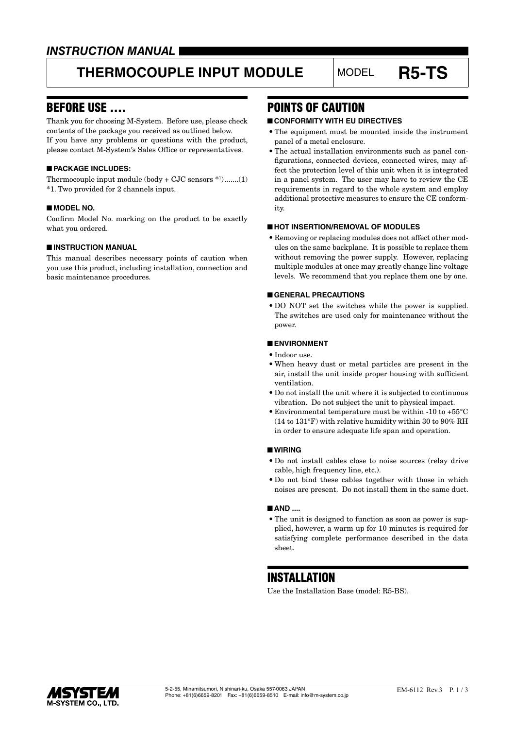*INSTRUCTION MANUAL*

# THERMOCOUPLE INPUT MODULE — MODEL R5-TS

## BEFORE USE ....

Thank you for choosing M-System. Before use, please check contents of the package you received as outlined below.
If you have any problems or questions with the product, please contact M-System's Sales Office or representatives.

### ■ PACKAGE INCLUDES:

Thermocouple input module (body + CJC sensors *1).......(1)
*1. Two provided for 2 channels input.

### ■ MODEL NO.

Confirm Model No. marking on the product to be exactly what you ordered.

### ■ INSTRUCTION MANUAL

This manual describes necessary points of caution when you use this product, including installation, connection and basic maintenance procedures.

## POINTS OF CAUTION

### ■ CONFORMITY WITH EU DIRECTIVES

- The equipment must be mounted inside the instrument panel of a metal enclosure.
- The actual installation environments such as panel configurations, connected devices, connected wires, may affect the protection level of this unit when it is integrated in a panel system. The user may have to review the CE requirements in regard to the whole system and employ additional protective measures to ensure the CE conformity.

### ■ HOT INSERTION/REMOVAL OF MODULES

- Removing or replacing modules does not affect other modules on the same backplane. It is possible to replace them without removing the power supply. However, replacing multiple modules at once may greatly change line voltage levels. We recommend that you replace them one by one.

### ■ GENERAL PRECAUTIONS

- DO NOT set the switches while the power is supplied. The switches are used only for maintenance without the power.

### ■ ENVIRONMENT

- Indoor use.
- When heavy dust or metal particles are present in the air, install the unit inside proper housing with sufficient ventilation.
- Do not install the unit where it is subjected to continuous vibration. Do not subject the unit to physical impact.
- Environmental temperature must be within -10 to +55°C (14 to 131°F) with relative humidity within 30 to 90% RH in order to ensure adequate life span and operation.

### ■ WIRING

- Do not install cables close to noise sources (relay drive cable, high frequency line, etc.).
- Do not bind these cables together with those in which noises are present. Do not install them in the same duct.

### ■ AND ....

- The unit is designed to function as soon as power is supplied, however, a warm up for 10 minutes is required for satisfying complete performance described in the data sheet.

## INSTALLATION

Use the Installation Base (model: R5-BS).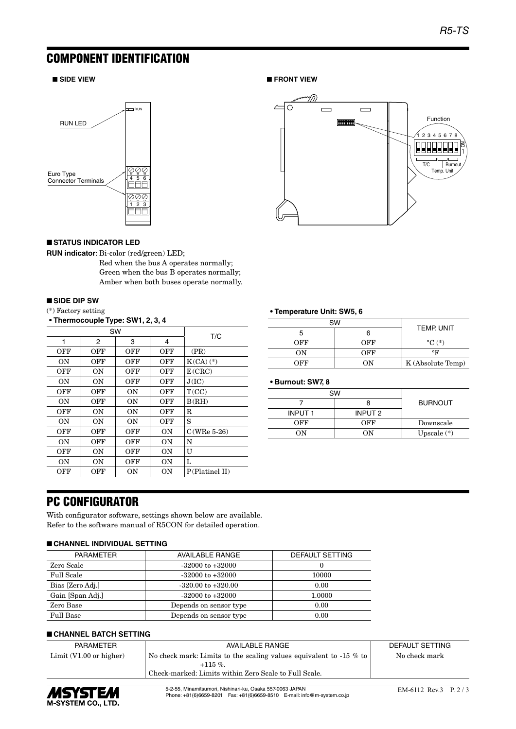# COMPONENT IDENTIFICATION

### ■ SIDE VIEW

RUN LED

Euro Type Connector Terminals

### ■ FRONT VIEW

Function

T/C | Temp. Unit | Burnout

### ■ STATUS INDICATOR LED

**RUN indicator**: Bi-color (red/green) LED;
Red when the bus A operates normally;
Green when the bus B operates normally;
Amber when both buses operate normally.

### ■ SIDE DIP SW

(*) Factory setting

**• Thermocouple Type: SW1, 2, 3, 4**

| SW | | | | T/C |
|---|---|---|---|---|
| 1 | 2 | 3 | 4 | |
| OFF | OFF | OFF | OFF | (PR) |
| ON | OFF | OFF | OFF | K(CA) (*) |
| OFF | ON | OFF | OFF | E(CRC) |
| ON | ON | OFF | OFF | J(IC) |
| OFF | OFF | ON | OFF | T(CC) |
| ON | OFF | ON | OFF | B(RH) |
| OFF | ON | ON | OFF | R |
| ON | ON | ON | OFF | S |
| OFF | OFF | OFF | ON | C(WRe 5-26) |
| ON | OFF | OFF | ON | N |
| OFF | ON | OFF | ON | U |
| ON | ON | OFF | ON | L |
| OFF | OFF | ON | ON | P(Platinel II) |

**• Temperature Unit: SW5, 6**

| SW | | TEMP. UNIT |
|---|---|---|
| 5 | 6 | |
| OFF | OFF | °C (*) |
| ON | OFF | °F |
| OFF | ON | K (Absolute Temp) |

**• Burnout: SW7, 8**

| SW | | BURNOUT |
|---|---|---|
| 7 | 8 | |
| INPUT 1 | INPUT 2 | |
| OFF | OFF | Downscale |
| ON | ON | Upscale (*) |

# PC CONFIGURATOR

With configurator software, settings shown below are available.
Refer to the software manual of R5CON for detailed operation.

### ■ CHANNEL INDIVIDUAL SETTING

| PARAMETER | AVAILABLE RANGE | DEFAULT SETTING |
|---|---|---|
| Zero Scale | -32000 to +32000 | 0 |
| Full Scale | -32000 to +32000 | 10000 |
| Bias [Zero Adj.] | -320.00 to +320.00 | 0.00 |
| Gain [Span Adj.] | -32000 to +32000 | 1.0000 |
| Zero Base | Depends on sensor type | 0.00 |
| Full Base | Depends on sensor type | 0.00 |

### ■ CHANNEL BATCH SETTING

| PARAMETER | AVAILABLE RANGE | DEFAULT SETTING |
|---|---|---|
| Limit (V1.00 or higher) | No check mark: Limits to the scaling values equivalent to -15 % to +115 %.<br>Check-marked: Limits within Zero Scale to Full Scale. | No check mark |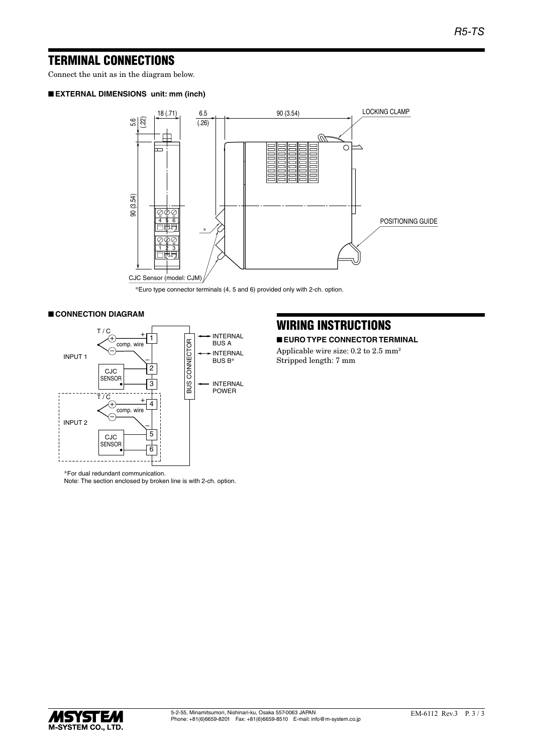# TERMINAL CONNECTIONS

Connect the unit as in the diagram below.

## ■ EXTERNAL DIMENSIONS unit: mm (inch)

18 (.71)
6.5 (.26)
90 (3.54)
LOCKING CLAMP
5.6 (.22)
90 (3.54)
POSITIONING GUIDE
CJC Sensor (model: CJM)

*Euro type connector terminals (4, 5 and 6) provided only with 2-ch. option.

## ■ CONNECTION DIAGRAM

INPUT 1
T / C
comp. wire
CJC SENSOR
INPUT 2
T / C
comp. wire
CJC SENSOR
BUS CONNECTOR
INTERNAL BUS A
INTERNAL BUS B*
INTERNAL POWER

*For dual redundant communication.
Note: The section enclosed by broken line is with 2-ch. option.

# WIRING INSTRUCTIONS

## ■ EURO TYPE CONNECTOR TERMINAL

Applicable wire size: 0.2 to 2.5 $mm^2$
Stripped length: 7 mm